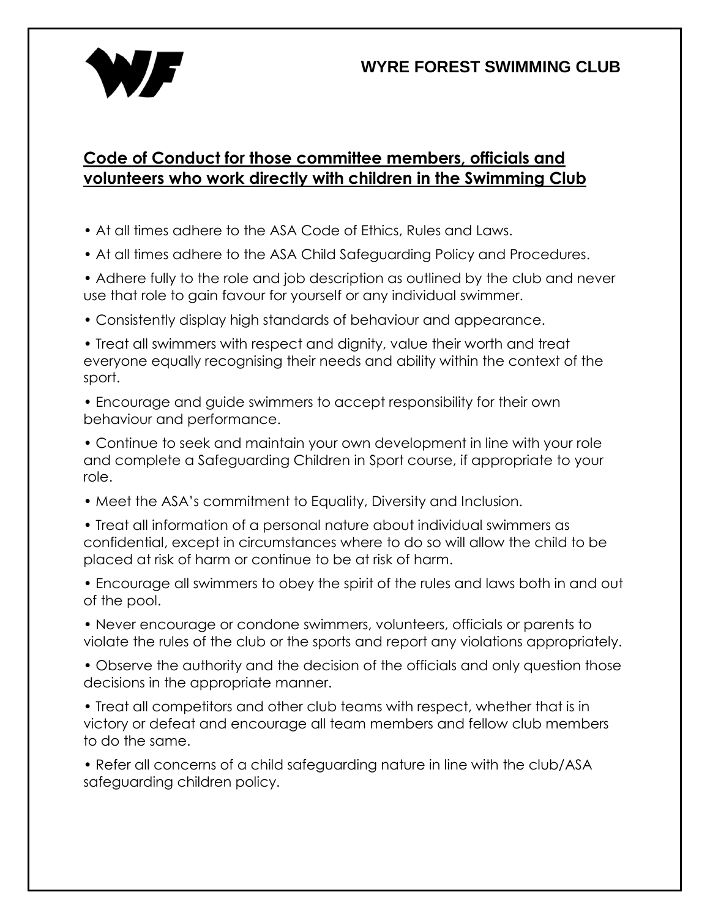# WYRE FOREST SWIMMING CLUB

## Code of Conduct for those committee members, officials and volunteers who work directly with children in the Swimming Club

- At all times adhere to the ASA Code of Ethics, Rules and Laws.
- At all times adhere to the ASA Child Safeguarding Policy and Procedures.
- Adhere fully to the role and job description as outlined by the club and never use that role to gain favour for yourself or any individual swimmer.
- Consistently display high standards of behaviour and appearance.
- Treat all swimmers with respect and dignity, value their worth and treat everyone equally recognising their needs and ability within the context of the sport.
- Encourage and guide swimmers to accept responsibility for their own behaviour and performance.
- Continue to seek and maintain your own development in line with your role and complete a Safeguarding Children in Sport course, if appropriate to your role.
- Meet the ASA's commitment to Equality, Diversity and Inclusion.
- Treat all information of a personal nature about individual swimmers as confidential, except in circumstances where to do so will allow the child to be placed at risk of harm or continue to be at risk of harm.
- Encourage all swimmers to obey the spirit of the rules and laws both in and out of the pool.
- Never encourage or condone swimmers, volunteers, officials or parents to violate the rules of the club or the sports and report any violations appropriately.
- Observe the authority and the decision of the officials and only question those decisions in the appropriate manner.
- Treat all competitors and other club teams with respect, whether that is in victory or defeat and encourage all team members and fellow club members to do the same.
- Refer all concerns of a child safeguarding nature in line with the club/ASA safeguarding children policy.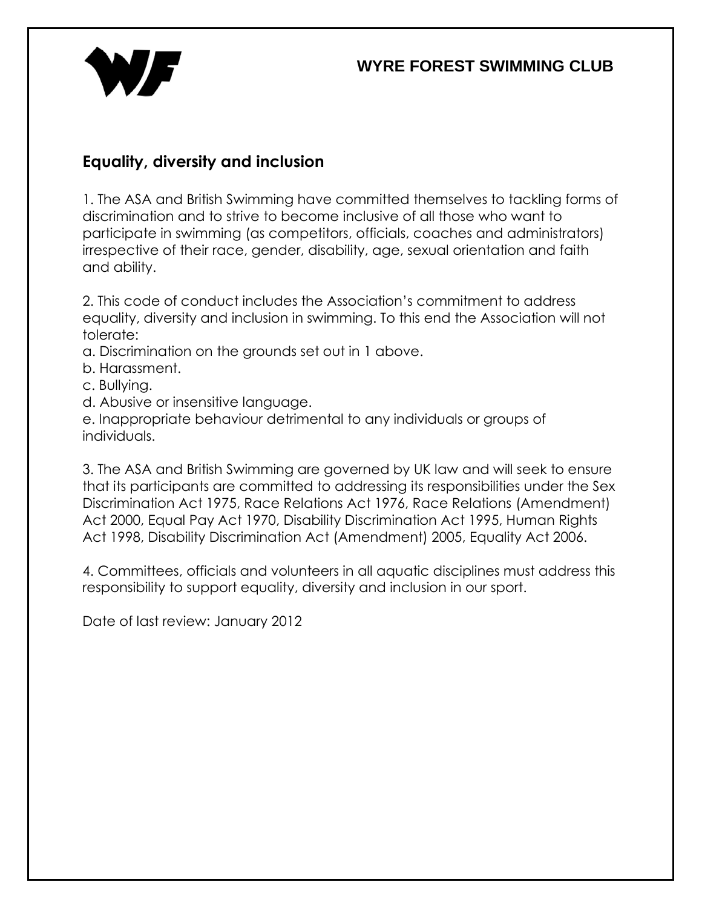WYRE FOREST SWIMMING CLUB

## Equality, diversity and inclusion

1. The ASA and British Swimming have committed themselves to tackling forms of discrimination and to strive to become inclusive of all those who want to participate in swimming (as competitors, officials, coaches and administrators) irrespective of their race, gender, disability, age, sexual orientation and faith and ability.

2. This code of conduct includes the Association's commitment to address equality, diversity and inclusion in swimming. To this end the Association will not tolerate:

a. Discrimination on the grounds set out in 1 above.
b. Harassment.
c. Bullying.
d. Abusive or insensitive language.
e. Inappropriate behaviour detrimental to any individuals or groups of individuals.

3. The ASA and British Swimming are governed by UK law and will seek to ensure that its participants are committed to addressing its responsibilities under the Sex Discrimination Act 1975, Race Relations Act 1976, Race Relations (Amendment) Act 2000, Equal Pay Act 1970, Disability Discrimination Act 1995, Human Rights Act 1998, Disability Discrimination Act (Amendment) 2005, Equality Act 2006.

4. Committees, officials and volunteers in all aquatic disciplines must address this responsibility to support equality, diversity and inclusion in our sport.

Date of last review: January 2012